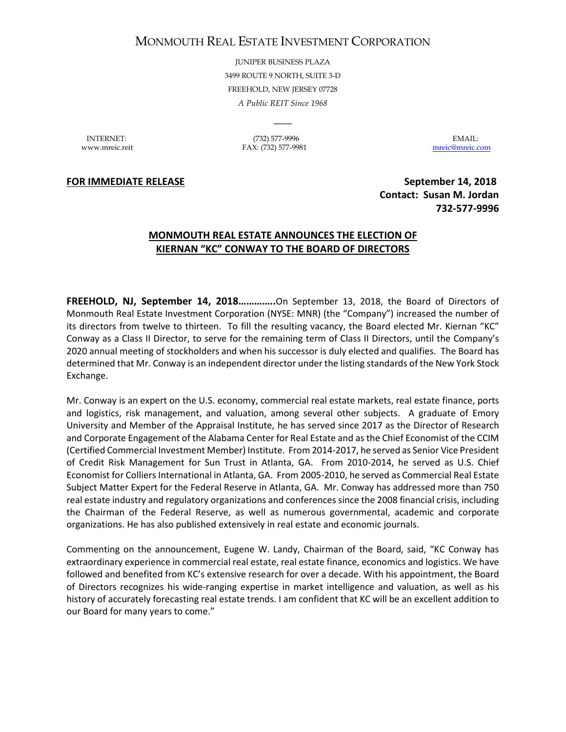# MONMOUTH REAL ESTATE INVESTMENT CORPORATION

JUNIPER BUSINESS PLAZA
3499 ROUTE 9 NORTH, SUITE 3-D
FREEHOLD, NEW JERSEY 07728
*A Public REIT Since 1968*

INTERNET: www.mreic.reit | (732) 577-9996 FAX: (732) 577-9981 | EMAIL: mreic@mreic.com

**FOR IMMEDIATE RELEASE**

**September 14, 2018**
**Contact: Susan M. Jordan**
**732-577-9996**

## MONMOUTH REAL ESTATE ANNOUNCES THE ELECTION OF KIERNAN "KC" CONWAY TO THE BOARD OF DIRECTORS

**FREEHOLD, NJ, September 14, 2018…………..**On September 13, 2018, the Board of Directors of Monmouth Real Estate Investment Corporation (NYSE: MNR) (the "Company") increased the number of its directors from twelve to thirteen. To fill the resulting vacancy, the Board elected Mr. Kiernan "KC" Conway as a Class II Director, to serve for the remaining term of Class II Directors, until the Company's 2020 annual meeting of stockholders and when his successor is duly elected and qualifies. The Board has determined that Mr. Conway is an independent director under the listing standards of the New York Stock Exchange.

Mr. Conway is an expert on the U.S. economy, commercial real estate markets, real estate finance, ports and logistics, risk management, and valuation, among several other subjects. A graduate of Emory University and Member of the Appraisal Institute, he has served since 2017 as the Director of Research and Corporate Engagement of the Alabama Center for Real Estate and as the Chief Economist of the CCIM (Certified Commercial Investment Member) Institute. From 2014-2017, he served as Senior Vice President of Credit Risk Management for Sun Trust in Atlanta, GA. From 2010-2014, he served as U.S. Chief Economist for Colliers International in Atlanta, GA. From 2005-2010, he served as Commercial Real Estate Subject Matter Expert for the Federal Reserve in Atlanta, GA. Mr. Conway has addressed more than 750 real estate industry and regulatory organizations and conferences since the 2008 financial crisis, including the Chairman of the Federal Reserve, as well as numerous governmental, academic and corporate organizations. He has also published extensively in real estate and economic journals.

Commenting on the announcement, Eugene W. Landy, Chairman of the Board, said, "KC Conway has extraordinary experience in commercial real estate, real estate finance, economics and logistics. We have followed and benefited from KC's extensive research for over a decade. With his appointment, the Board of Directors recognizes his wide-ranging expertise in market intelligence and valuation, as well as his history of accurately forecasting real estate trends. I am confident that KC will be an excellent addition to our Board for many years to come."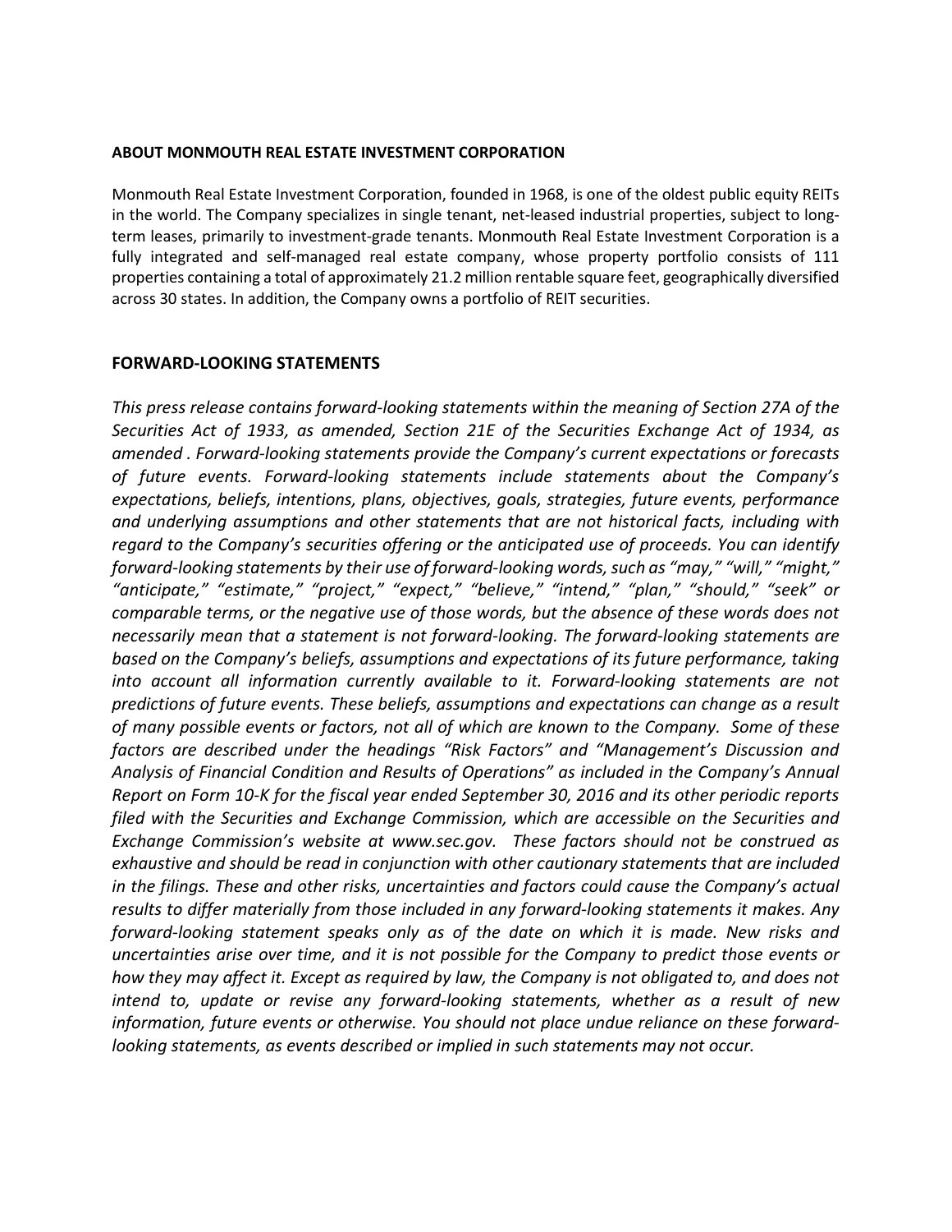**ABOUT MONMOUTH REAL ESTATE INVESTMENT CORPORATION**

Monmouth Real Estate Investment Corporation, founded in 1968, is one of the oldest public equity REITs in the world. The Company specializes in single tenant, net-leased industrial properties, subject to long-term leases, primarily to investment-grade tenants. Monmouth Real Estate Investment Corporation is a fully integrated and self-managed real estate company, whose property portfolio consists of 111 properties containing a total of approximately 21.2 million rentable square feet, geographically diversified across 30 states. In addition, the Company owns a portfolio of REIT securities.

## FORWARD-LOOKING STATEMENTS

*This press release contains forward-looking statements within the meaning of Section 27A of the Securities Act of 1933, as amended, Section 21E of the Securities Exchange Act of 1934, as amended . Forward-looking statements provide the Company's current expectations or forecasts of future events. Forward-looking statements include statements about the Company's expectations, beliefs, intentions, plans, objectives, goals, strategies, future events, performance and underlying assumptions and other statements that are not historical facts, including with regard to the Company's securities offering or the anticipated use of proceeds. You can identify forward-looking statements by their use of forward-looking words, such as "may," "will," "might," "anticipate," "estimate," "project," "expect," "believe," "intend," "plan," "should," "seek" or comparable terms, or the negative use of those words, but the absence of these words does not necessarily mean that a statement is not forward-looking. The forward-looking statements are based on the Company's beliefs, assumptions and expectations of its future performance, taking into account all information currently available to it. Forward-looking statements are not predictions of future events. These beliefs, assumptions and expectations can change as a result of many possible events or factors, not all of which are known to the Company. Some of these factors are described under the headings "Risk Factors" and "Management's Discussion and Analysis of Financial Condition and Results of Operations" as included in the Company's Annual Report on Form 10-K for the fiscal year ended September 30, 2016 and its other periodic reports filed with the Securities and Exchange Commission, which are accessible on the Securities and Exchange Commission's website at www.sec.gov. These factors should not be construed as exhaustive and should be read in conjunction with other cautionary statements that are included in the filings. These and other risks, uncertainties and factors could cause the Company's actual results to differ materially from those included in any forward-looking statements it makes. Any forward-looking statement speaks only as of the date on which it is made. New risks and uncertainties arise over time, and it is not possible for the Company to predict those events or how they may affect it. Except as required by law, the Company is not obligated to, and does not intend to, update or revise any forward-looking statements, whether as a result of new information, future events or otherwise. You should not place undue reliance on these forward-looking statements, as events described or implied in such statements may not occur.*